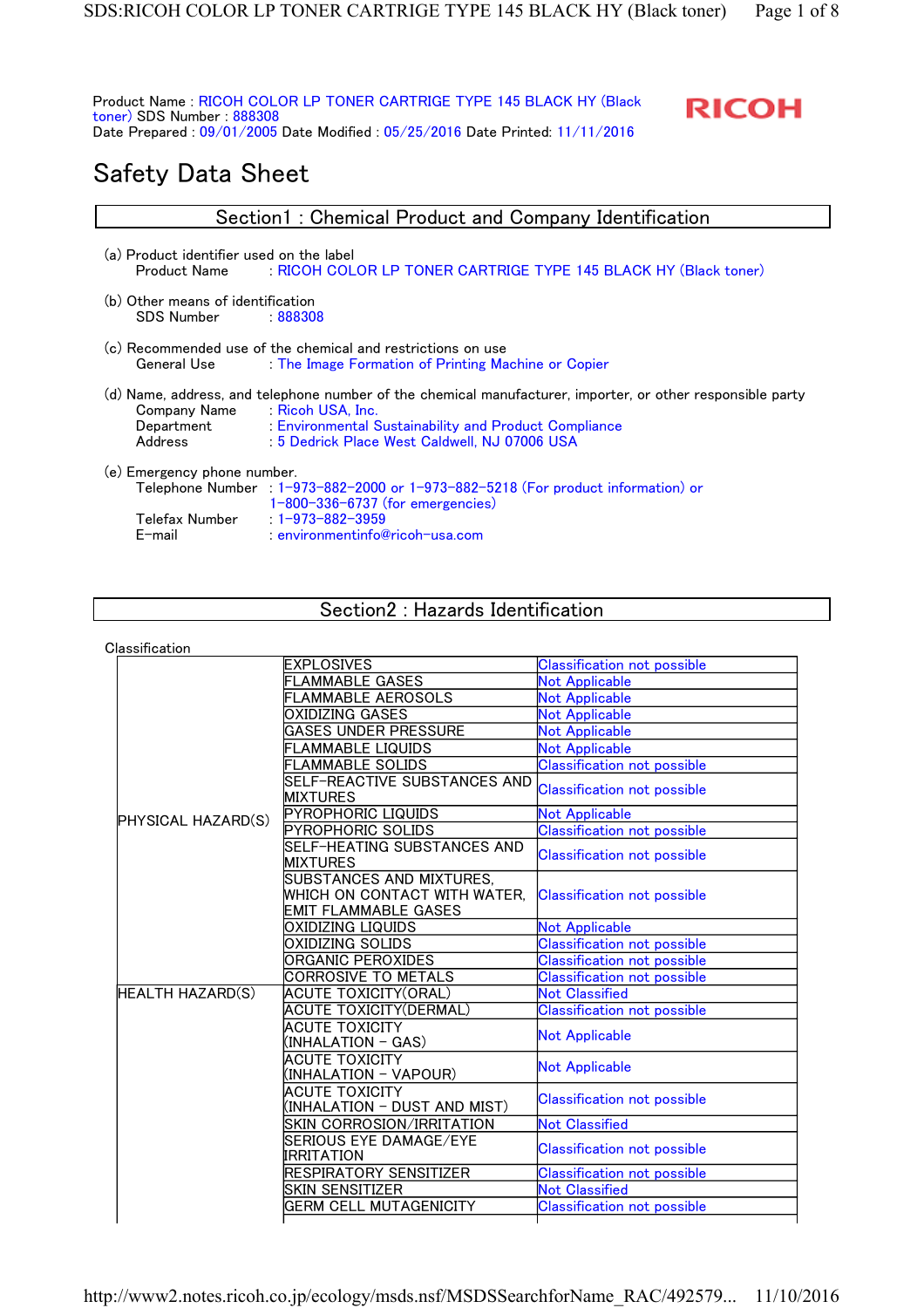Product Name : RICOH COLOR LP TONER CARTRIDGE TYPE 145 BLACK HY (Black toner) SDS Number : 888308
Date Prepared : 09/01/2005 Date Modified : 05/25/2016 Date Printed: 11/11/2016

RICOH

# Safety Data Sheet

## Section1 : Chemical Product and Company Identification

(a) Product identifier used on the label
Product Name : RICOH COLOR LP TONER CARTRIDGE TYPE 145 BLACK HY (Black toner)

(b) Other means of identification
SDS Number : 888308

(c) Recommended use of the chemical and restrictions on use
General Use : The Image Formation of Printing Machine or Copier

(d) Name, address, and telephone number of the chemical manufacturer, importer, or other responsible party
Company Name : Ricoh USA, Inc.
Department : Environmental Sustainability and Product Compliance
Address : 5 Dedrick Place West Caldwell, NJ 07006 USA

(e) Emergency phone number.
Telephone Number : 1-973-882-2000 or 1-973-882-5218 (For product information) or 1-800-336-6737 (for emergencies)
Telefax Number : 1-973-882-3959
E-mail : environmentinfo@ricoh-usa.com

## Section2 : Hazards Identification

Classification

| | | |
|---|---|---|
| PHYSICAL HAZARD(S) | EXPLOSIVES | Classification not possible |
| | FLAMMABLE GASES | Not Applicable |
| | FLAMMABLE AEROSOLS | Not Applicable |
| | OXIDIZING GASES | Not Applicable |
| | GASES UNDER PRESSURE | Not Applicable |
| | FLAMMABLE LIQUIDS | Not Applicable |
| | FLAMMABLE SOLIDS | Classification not possible |
| | SELF-REACTIVE SUBSTANCES AND MIXTURES | Classification not possible |
| | PYROPHORIC LIQUIDS | Not Applicable |
| | PYROPHORIC SOLIDS | Classification not possible |
| | SELF-HEATING SUBSTANCES AND MIXTURES | Classification not possible |
| | SUBSTANCES AND MIXTURES, WHICH ON CONTACT WITH WATER, EMIT FLAMMABLE GASES | Classification not possible |
| | OXIDIZING LIQUIDS | Not Applicable |
| | OXIDIZING SOLIDS | Classification not possible |
| | ORGANIC PEROXIDES | Classification not possible |
| | CORROSIVE TO METALS | Classification not possible |
| HEALTH HAZARD(S) | ACUTE TOXICITY(ORAL) | Not Classified |
| | ACUTE TOXICITY(DERMAL) | Classification not possible |
| | ACUTE TOXICITY (INHALATION - GAS) | Not Applicable |
| | ACUTE TOXICITY (INHALATION - VAPOUR) | Not Applicable |
| | ACUTE TOXICITY (INHALATION - DUST AND MIST) | Classification not possible |
| | SKIN CORROSION/IRRITATION | Not Classified |
| | SERIOUS EYE DAMAGE/EYE IRRITATION | Classification not possible |
| | RESPIRATORY SENSITIZER | Classification not possible |
| | SKIN SENSITIZER | Not Classified |
| | GERM CELL MUTAGENICITY | Classification not possible |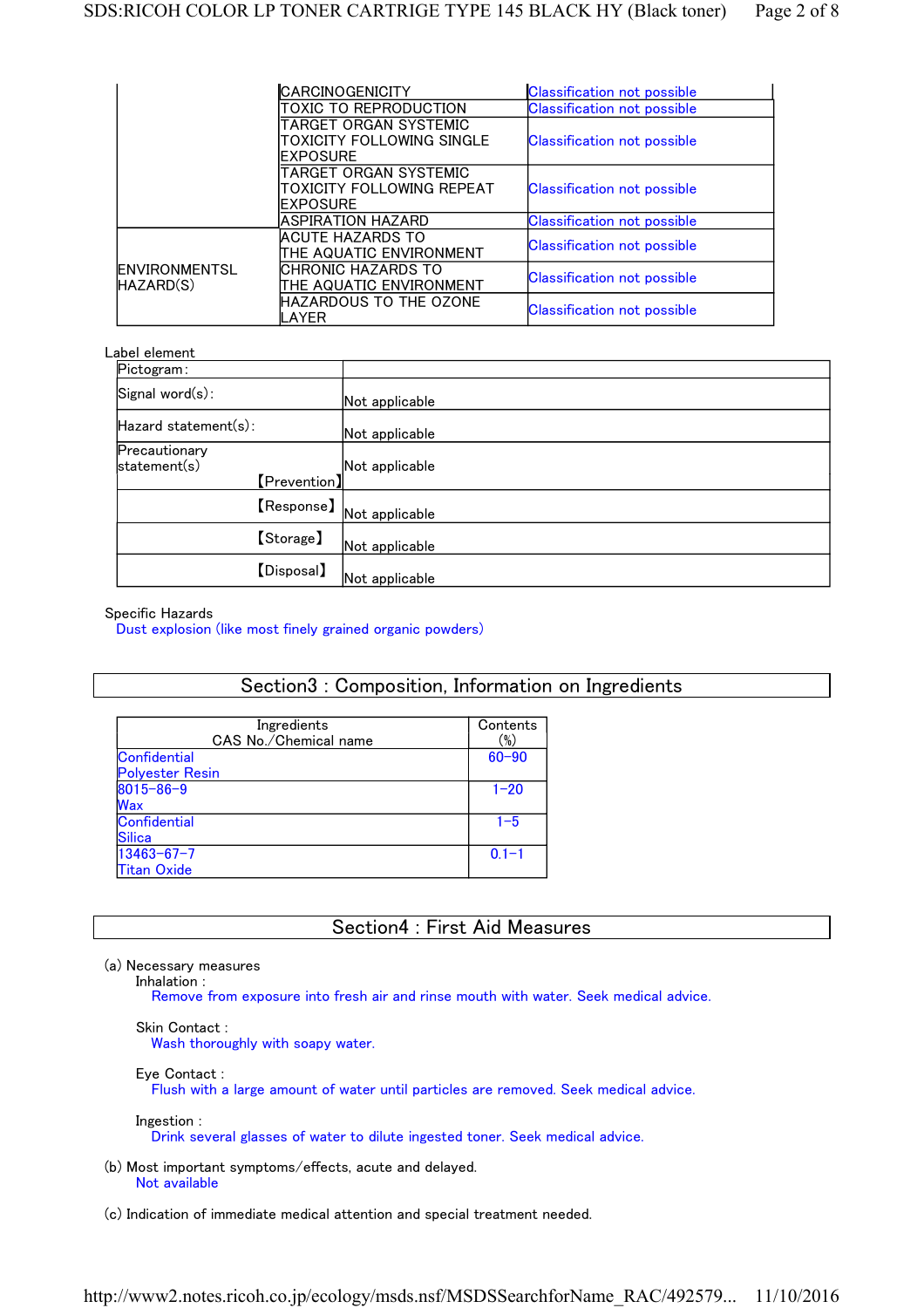| | | |
|---|---|---|
| | CARCINOGENICITY | Classification not possible |
| | TOXIC TO REPRODUCTION | Classification not possible |
| | TARGET ORGAN SYSTEMIC TOXICITY FOLLOWING SINGLE EXPOSURE | Classification not possible |
| | TARGET ORGAN SYSTEMIC TOXICITY FOLLOWING REPEAT EXPOSURE | Classification not possible |
| | ASPIRATION HAZARD | Classification not possible |
| ENVIRONMENTSL HAZARD(S) | ACUTE HAZARDS TO THE AQUATIC ENVIRONMENT | Classification not possible |
| | CHRONIC HAZARDS TO THE AQUATIC ENVIRONMENT | Classification not possible |
| | HAZARDOUS TO THE OZONE LAYER | Classification not possible |

Label element

| | |
|---|---|
| Pictogram: | |
| Signal word(s): | Not applicable |
| Hazard statement(s): | Not applicable |
| Precautionary statement(s) 【Prevention】 | Not applicable |
| 【Response】 | Not applicable |
| 【Storage】 | Not applicable |
| 【Disposal】 | Not applicable |

Specific Hazards

Dust explosion (like most finely grained organic powders)

## Section3 : Composition, Information on Ingredients

| Ingredients CAS No./Chemical name | Contents (%) |
|---|---|
| Confidential Polyester Resin | 60-90 |
| 8015-86-9 Wax | 1-20 |
| Confidential Silica | 1-5 |
| 13463-67-7 Titan Oxide | 0.1-1 |

## Section4 : First Aid Measures

(a) Necessary measures

Inhalation :

Remove from exposure into fresh air and rinse mouth with water. Seek medical advice.

Skin Contact :

Wash thoroughly with soapy water.

Eye Contact :

Flush with a large amount of water until particles are removed. Seek medical advice.

Ingestion :

Drink several glasses of water to dilute ingested toner. Seek medical advice.

(b) Most important symptoms/effects, acute and delayed.

Not available

(c) Indication of immediate medical attention and special treatment needed.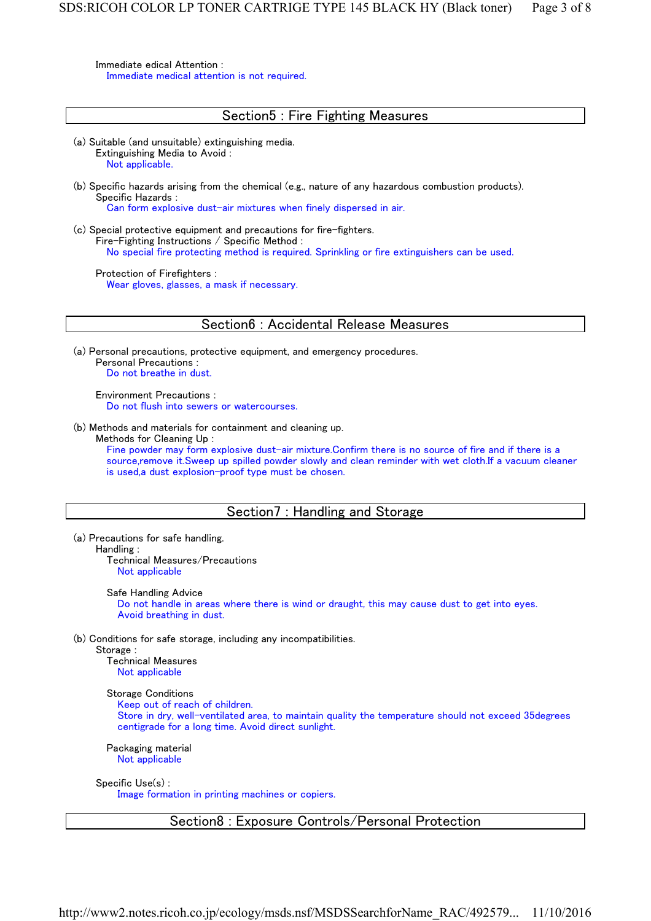Immediate edical Attention :
Immediate medical attention is not required.

## Section5 : Fire Fighting Measures

(a) Suitable (and unsuitable) extinguishing media.
Extinguishing Media to Avoid :
Not applicable.

(b) Specific hazards arising from the chemical (e.g., nature of any hazardous combustion products).
Specific Hazards :
Can form explosive dust–air mixtures when finely dispersed in air.

(c) Special protective equipment and precautions for fire–fighters.
Fire–Fighting Instructions / Specific Method :
No special fire protecting method is required. Sprinkling or fire extinguishers can be used.

Protection of Firefighters :
Wear gloves, glasses, a mask if necessary.

## Section6 : Accidental Release Measures

(a) Personal precautions, protective equipment, and emergency procedures.
Personal Precautions :
Do not breathe in dust.

Environment Precautions :
Do not flush into sewers or watercourses.

(b) Methods and materials for containment and cleaning up.
Methods for Cleaning Up :
Fine powder may form explosive dust–air mixture.Confirm there is no source of fire and if there is a source,remove it.Sweep up spilled powder slowly and clean reminder with wet cloth.If a vacuum cleaner is used,a dust explosion–proof type must be chosen.

## Section7 : Handling and Storage

(a) Precautions for safe handling.
Handling :
Technical Measures/Precautions
Not applicable

Safe Handling Advice
Do not handle in areas where there is wind or draught, this may cause dust to get into eyes.
Avoid breathing in dust.

(b) Conditions for safe storage, including any incompatibilities.
Storage :
Technical Measures
Not applicable

Storage Conditions
Keep out of reach of children.
Store in dry, well–ventilated area, to maintain quality the temperature should not exceed 35degrees centigrade for a long time. Avoid direct sunlight.

Packaging material
Not applicable

Specific Use(s) :
Image formation in printing machines or copiers.

## Section8 : Exposure Controls/Personal Protection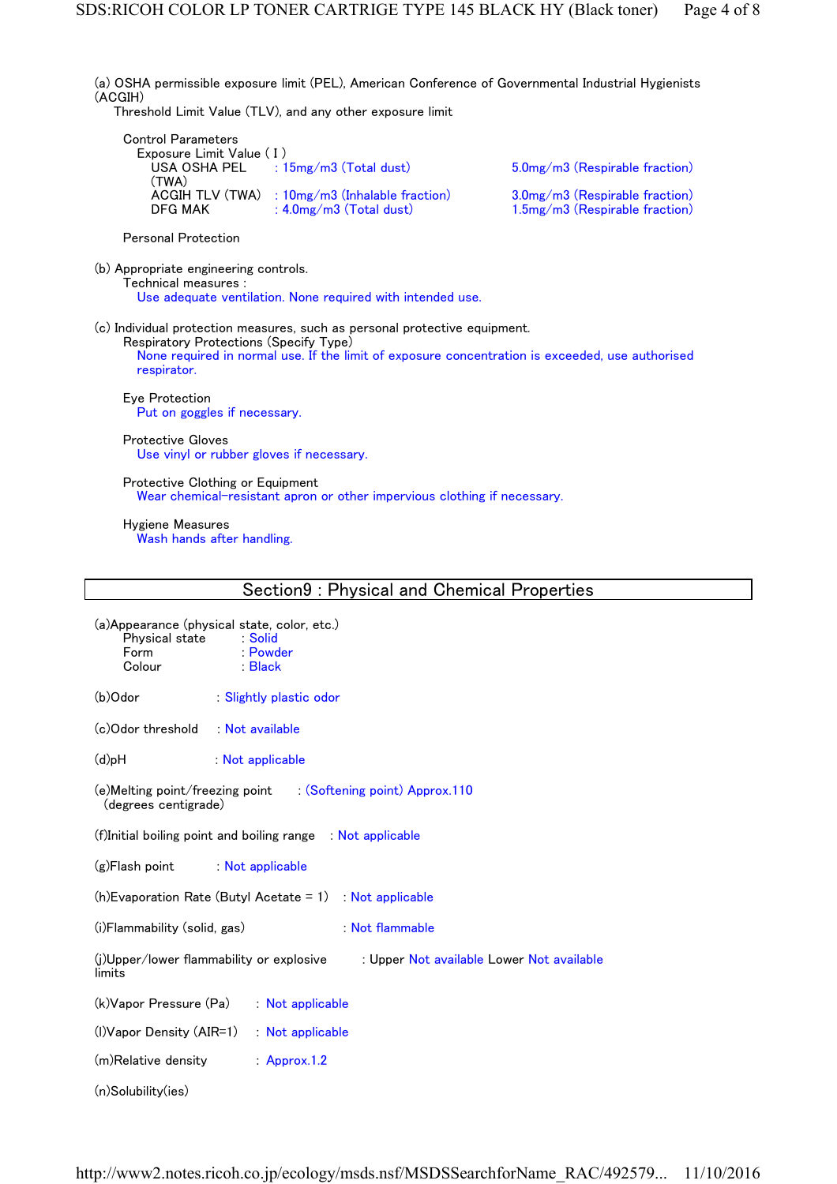(a) OSHA permissible exposure limit (PEL), American Conference of Governmental Industrial Hygienists (ACGIH)
Threshold Limit Value (TLV), and any other exposure limit

Control Parameters

Exposure Limit Value ( I )

| | | |
|---|---|---|
| USA OSHA PEL (TWA) | : 15mg/m3 (Total dust) | 5.0mg/m3 (Respirable fraction) |
| ACGIH TLV (TWA) | : 10mg/m3 (Inhalable fraction) | 3.0mg/m3 (Respirable fraction) |
| DFG MAK | : 4.0mg/m3 (Total dust) | 1.5mg/m3 (Respirable fraction) |

Personal Protection

(b) Appropriate engineering controls.

Technical measures :

Use adequate ventilation. None required with intended use.

(c) Individual protection measures, such as personal protective equipment.

Respiratory Protections (Specify Type)

None required in normal use. If the limit of exposure concentration is exceeded, use authorised respirator.

Eye Protection

Put on goggles if necessary.

Protective Gloves

Use vinyl or rubber gloves if necessary.

Protective Clothing or Equipment

Wear chemical-resistant apron or other impervious clothing if necessary.

Hygiene Measures

Wash hands after handling.

## Section9 : Physical and Chemical Properties

(a)Appearance (physical state, color, etc.)

Physical state : Solid
Form : Powder
Colour : Black

(b)Odor : Slightly plastic odor

(c)Odor threshold : Not available

(d)pH : Not applicable

(e)Melting point/freezing point (degrees centigrade) : (Softening point) Approx.110

(f)Initial boiling point and boiling range : Not applicable

(g)Flash point : Not applicable

(h)Evaporation Rate (Butyl Acetate = 1) : Not applicable

(i)Flammability (solid, gas) : Not flammable

(j)Upper/lower flammability or explosive limits : Upper Not available Lower Not available

(k)Vapor Pressure (Pa) : Not applicable

(l)Vapor Density (AIR=1) : Not applicable

(m)Relative density : Approx.1.2

(n)Solubility(ies)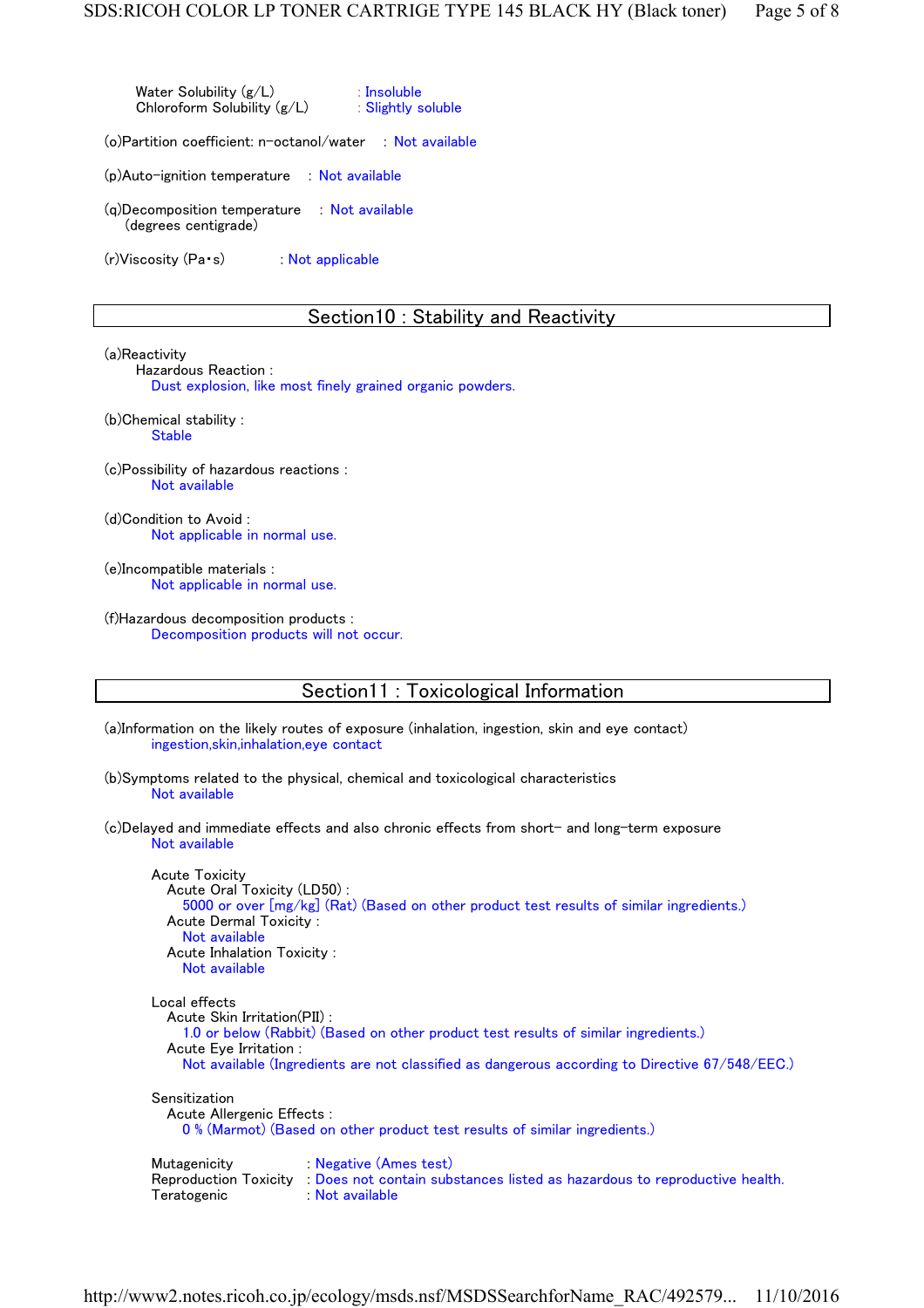Water Solubility (g/L) : Insoluble
Chloroform Solubility (g/L) : Slightly soluble

(o)Partition coefficient: n-octanol/water : Not available

(p)Auto-ignition temperature : Not available

(q)Decomposition temperature (degrees centigrade) : Not available

(r)Viscosity (Pa・s) : Not applicable

## Section10 : Stability and Reactivity

(a)Reactivity
Hazardous Reaction :
Dust explosion, like most finely grained organic powders.

(b)Chemical stability :
Stable

(c)Possibility of hazardous reactions :
Not available

(d)Condition to Avoid :
Not applicable in normal use.

(e)Incompatible materials :
Not applicable in normal use.

(f)Hazardous decomposition products :
Decomposition products will not occur.

## Section11 : Toxicological Information

(a)Information on the likely routes of exposure (inhalation, ingestion, skin and eye contact)
ingestion,skin,inhalation,eye contact

(b)Symptoms related to the physical, chemical and toxicological characteristics
Not available

(c)Delayed and immediate effects and also chronic effects from short- and long-term exposure
Not available

Acute Toxicity
Acute Oral Toxicity (LD50) :
5000 or over [mg/kg] (Rat) (Based on other product test results of similar ingredients.)
Acute Dermal Toxicity :
Not available
Acute Inhalation Toxicity :
Not available

Local effects
Acute Skin Irritation(PII) :
1.0 or below (Rabbit) (Based on other product test results of similar ingredients.)
Acute Eye Irritation :
Not available (Ingredients are not classified as dangerous according to Directive 67/548/EEC.)

Sensitization
Acute Allergenic Effects :
0 % (Marmot) (Based on other product test results of similar ingredients.)

Mutagenicity : Negative (Ames test)
Reproduction Toxicity : Does not contain substances listed as hazardous to reproductive health.
Teratogenic : Not available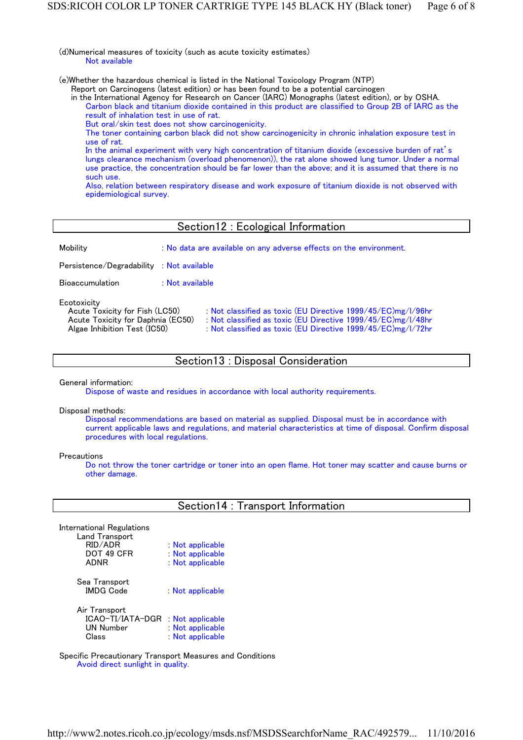(d)Numerical measures of toxicity (such as acute toxicity estimates)

Not available

(e)Whether the hazardous chemical is listed in the National Toxicology Program (NTP) Report on Carcinogens (latest edition) or has been found to be a potential carcinogen in the International Agency for Research on Cancer (IARC) Monographs (latest edition), or by OSHA.

Carbon black and titanium dioxide contained in this product are classified to Group 2B of IARC as the result of inhalation test in use of rat.
But oral/skin test does not show carcinogenicity.
The toner containing carbon black did not show carcinogenicity in chronic inhalation exposure test in use of rat.
In the animal experiment with very high concentration of titanium dioxide (excessive burden of rat's lungs clearance mechanism (overload phenomenon)), the rat alone showed lung tumor. Under a normal use practice, the concentration should be far lower than the above; and it is assumed that there is no such use.
Also, relation between respiratory disease and work exposure of titanium dioxide is not observed with epidemiological survey.

## Section12 : Ecological Information

Mobility : No data are available on any adverse effects on the environment.

Persistence/Degradability : Not available

Bioaccumulation : Not available

Ecotoxicity

| | |
|---|---|
| Acute Toxicity for Fish (LC50) | : Not classified as toxic (EU Directive 1999/45/EC)mg/l/96hr |
| Acute Toxicity for Daphnia (EC50) | : Not classified as toxic (EU Directive 1999/45/EC)mg/l/48hr |
| Algae Inhibition Test (IC50) | : Not classified as toxic (EU Directive 1999/45/EC)mg/l/72hr |

## Section13 : Disposal Consideration

General information:

Dispose of waste and residues in accordance with local authority requirements.

Disposal methods:

Disposal recommendations are based on material as supplied. Disposal must be in accordance with current applicable laws and regulations, and material characteristics at time of disposal. Confirm disposal procedures with local regulations.

Precautions

Do not throw the toner cartridge or toner into an open flame. Hot toner may scatter and cause burns or other damage.

## Section14 : Transport Information

International Regulations

Land Transport

| | |
|---|---|
| RID/ADR | : Not applicable |
| DOT 49 CFR | : Not applicable |
| ADNR | : Not applicable |

Sea Transport

| | |
|---|---|
| IMDG Code | : Not applicable |

Air Transport

| | |
|---|---|
| ICAO-TI/IATA-DGR | : Not applicable |
| UN Number | : Not applicable |
| Class | : Not applicable |

Specific Precautionary Transport Measures and Conditions

Avoid direct sunlight in quality.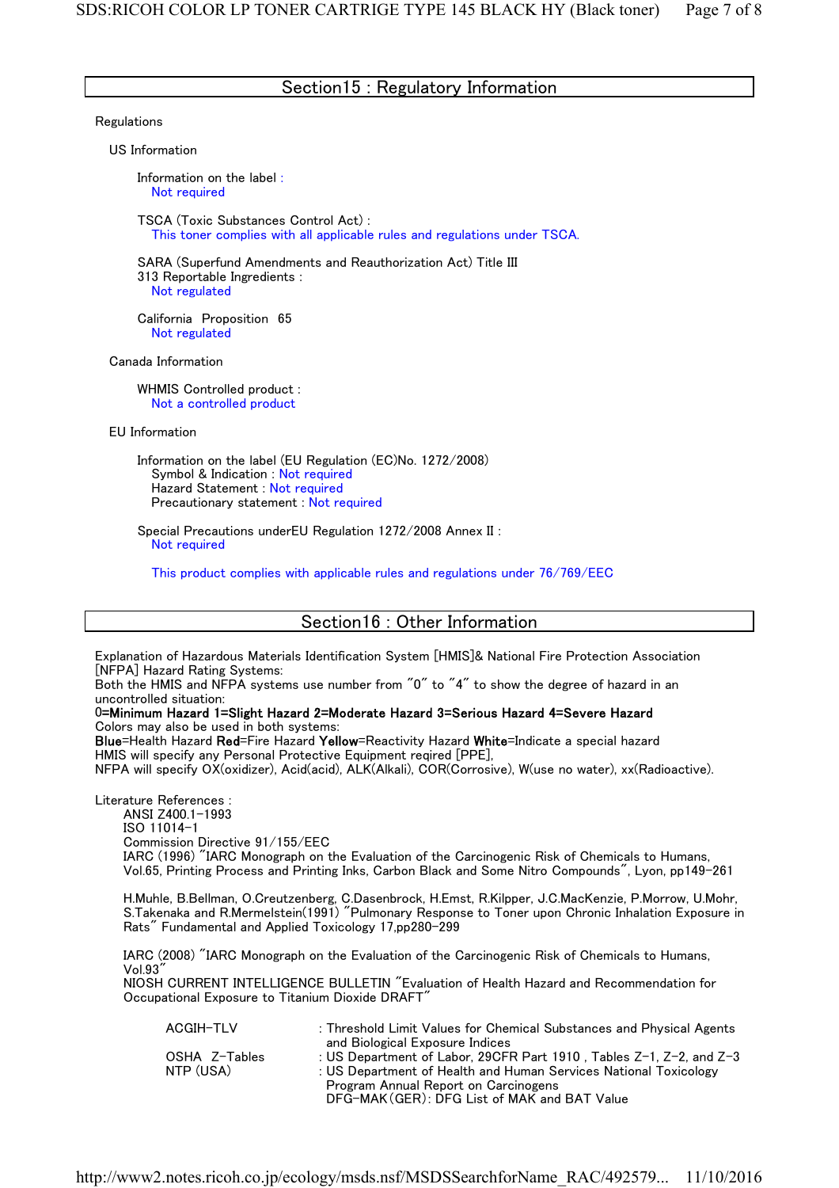## Section15 : Regulatory Information

Regulations

US Information

Information on the label :
Not required

TSCA (Toxic Substances Control Act) :
This toner complies with all applicable rules and regulations under TSCA.

SARA (Superfund Amendments and Reauthorization Act) Title III
313 Reportable Ingredients :
Not regulated

California Proposition 65
Not regulated

Canada Information

WHMIS Controlled product :
Not a controlled product

EU Information

Information on the label (EU Regulation (EC)No. 1272/2008)
Symbol & Indication : Not required
Hazard Statement : Not required
Precautionary statement : Not required

Special Precautions underEU Regulation 1272/2008 Annex II :
Not required

This product complies with applicable rules and regulations under 76/769/EEC

## Section16 : Other Information

Explanation of Hazardous Materials Identification System [HMIS]& National Fire Protection Association [NFPA] Hazard Rating Systems:
Both the HMIS and NFPA systems use number from "0" to "4" to show the degree of hazard in an uncontrolled situation:
0=**Minimum Hazard 1=Slight Hazard 2=Moderate Hazard 3=Serious Hazard 4=Severe Hazard**
Colors may also be used in both systems:
**Blue**=Health Hazard **Red**=Fire Hazard **Yellow**=Reactivity Hazard **White**=Indicate a special hazard
HMIS will specify any Personal Protective Equipment reqired [PPE],
NFPA will specify OX(oxidizer), Acid(acid), ALK(Alkali), COR(Corrosive), W(use no water), xx(Radioactive).

Literature References :
ANSI Z400.1-1993
ISO 11014-1
Commission Directive 91/155/EEC
IARC (1996) "IARC Monograph on the Evaluation of the Carcinogenic Risk of Chemicals to Humans, Vol.65, Printing Process and Printing Inks, Carbon Black and Some Nitro Compounds", Lyon, pp149-261

H.Muhle, B.Bellman, O.Creutzenberg, C.Dasenbrock, H.Emst, R.Kilpper, J.C.MacKenzie, P.Morrow, U.Mohr, S.Takenaka and R.Mermelstein(1991) "Pulmonary Response to Toner upon Chronic Inhalation Exposure in Rats" Fundamental and Applied Toxicology 17,pp280-299

IARC (2008) "IARC Monograph on the Evaluation of the Carcinogenic Risk of Chemicals to Humans, Vol.93"
NIOSH CURRENT INTELLIGENCE BULLETIN "Evaluation of Health Hazard and Recommendation for Occupational Exposure to Titanium Dioxide DRAFT"

| | |
|---|---|
| ACGIH-TLV | : Threshold Limit Values for Chemical Substances and Physical Agents and Biological Exposure Indices |
| OSHA Z-Tables | : US Department of Labor, 29CFR Part 1910 , Tables Z-1, Z-2, and Z-3 |
| NTP (USA) | : US Department of Health and Human Services National Toxicology Program Annual Report on Carcinogens |
| | DFG-MAK(GER): DFG List of MAK and BAT Value |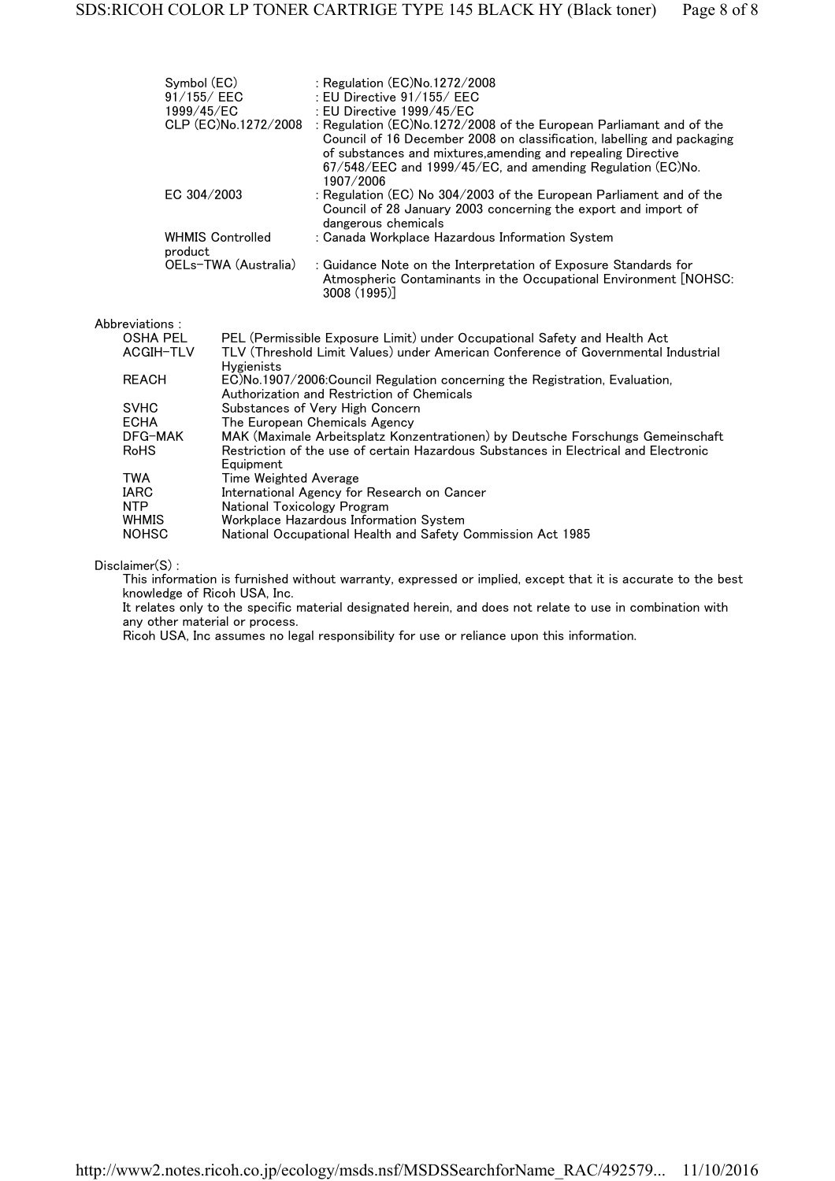| | |
|---|---|
| Symbol (EC) | : Regulation (EC)No.1272/2008 |
| 91/155/ EEC | : EU Directive 91/155/ EEC |
| 1999/45/EC | : EU Directive 1999/45/EC |
| CLP (EC)No.1272/2008 | : Regulation (EC)No.1272/2008 of the European Parliamant and of the Council of 16 December 2008 on classification, labelling and packaging of substances and mixtures,amending and repealing Directive 67/548/EEC and 1999/45/EC, and amending Regulation (EC)No. 1907/2006 |
| EC 304/2003 | : Regulation (EC) No 304/2003 of the European Parliament and of the Council of 28 January 2003 concerning the export and import of dangerous chemicals |
| WHMIS Controlled product | : Canada Workplace Hazardous Information System |
| OELs-TWA (Australia) | : Guidance Note on the Interpretation of Exposure Standards for Atmospheric Contaminants in the Occupational Environment [NOHSC: 3008 (1995)] |

Abbreviations :

| | |
|---|---|
| OSHA PEL | PEL (Permissible Exposure Limit) under Occupational Safety and Health Act |
| ACGIH-TLV | TLV (Threshold Limit Values) under American Conference of Governmental Industrial Hygienists |
| REACH | EC)No.1907/2006:Council Regulation concerning the Registration, Evaluation, Authorization and Restriction of Chemicals |
| SVHC | Substances of Very High Concern |
| ECHA | The European Chemicals Agency |
| DFG-MAK | MAK (Maximale Arbeitsplatz Konzentrationen) by Deutsche Forschungs Gemeinschaft |
| RoHS | Restriction of the use of certain Hazardous Substances in Electrical and Electronic Equipment |
| TWA | Time Weighted Average |
| IARC | International Agency for Research on Cancer |
| NTP | National Toxicology Program |
| WHMIS | Workplace Hazardous Information System |
| NOHSC | National Occupational Health and Safety Commission Act 1985 |

Disclaimer(S) :

This information is furnished without warranty, expressed or implied, except that it is accurate to the best knowledge of Ricoh USA, Inc.
It relates only to the specific material designated herein, and does not relate to use in combination with any other material or process.
Ricoh USA, Inc assumes no legal responsibility for use or reliance upon this information.